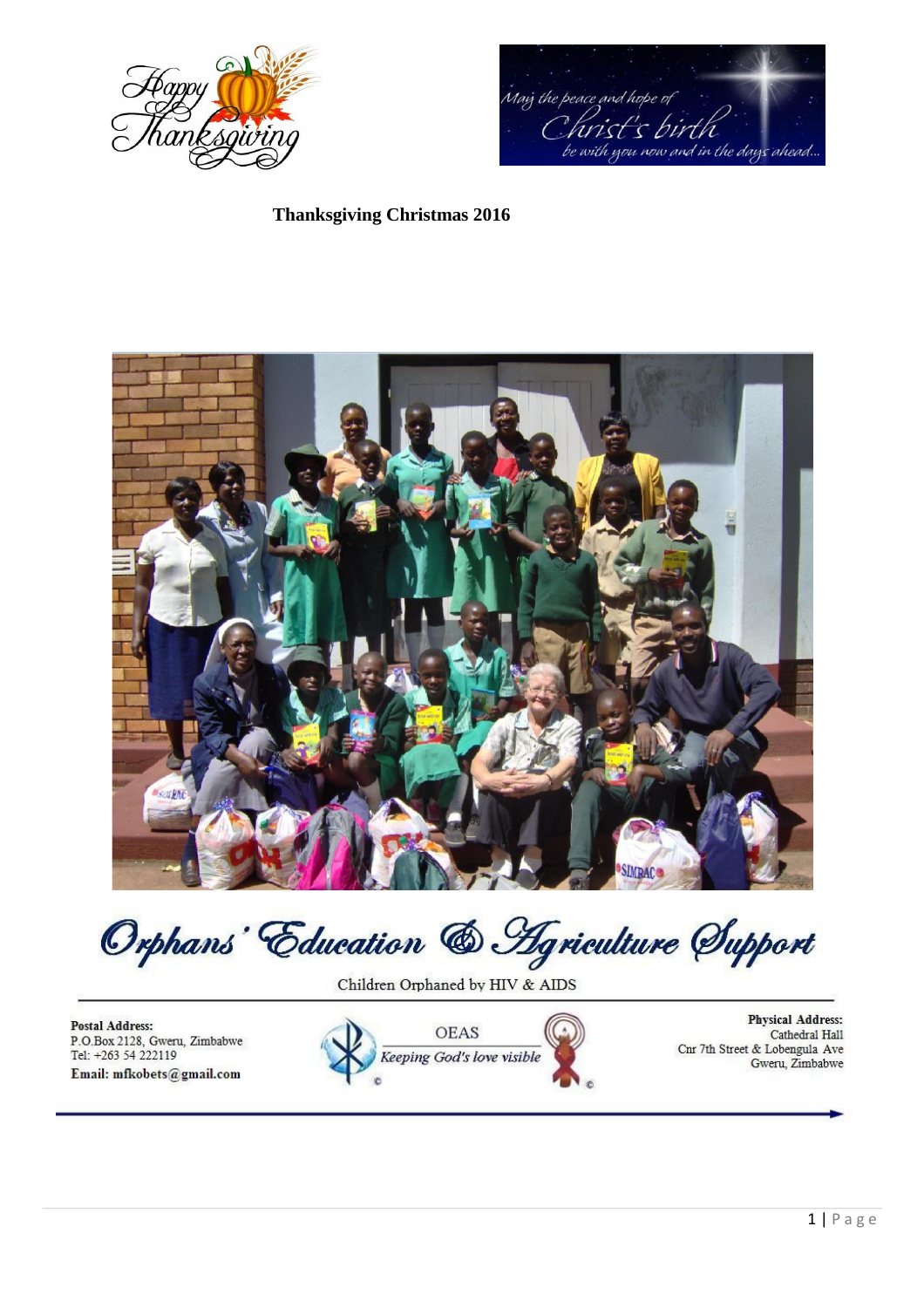Happy Thanksgiving

May the peace and hope of Christ's birth be with you now and in the days ahead...

**Thanksgiving Christmas 2016**

# Orphans' Education & Agriculture Support

Children Orphaned by HIV & AIDS

**Postal Address:**
P.O.Box 2128, Gweru, Zimbabwe
Tel: +263 54 222119
**Email: mfkobets@gmail.com**

OEAS
*Keeping God's love visible*

**Physical Address:**
Cathedral Hall
Cnr 7th Street & Lobengula Ave
Gweru, Zimbabwe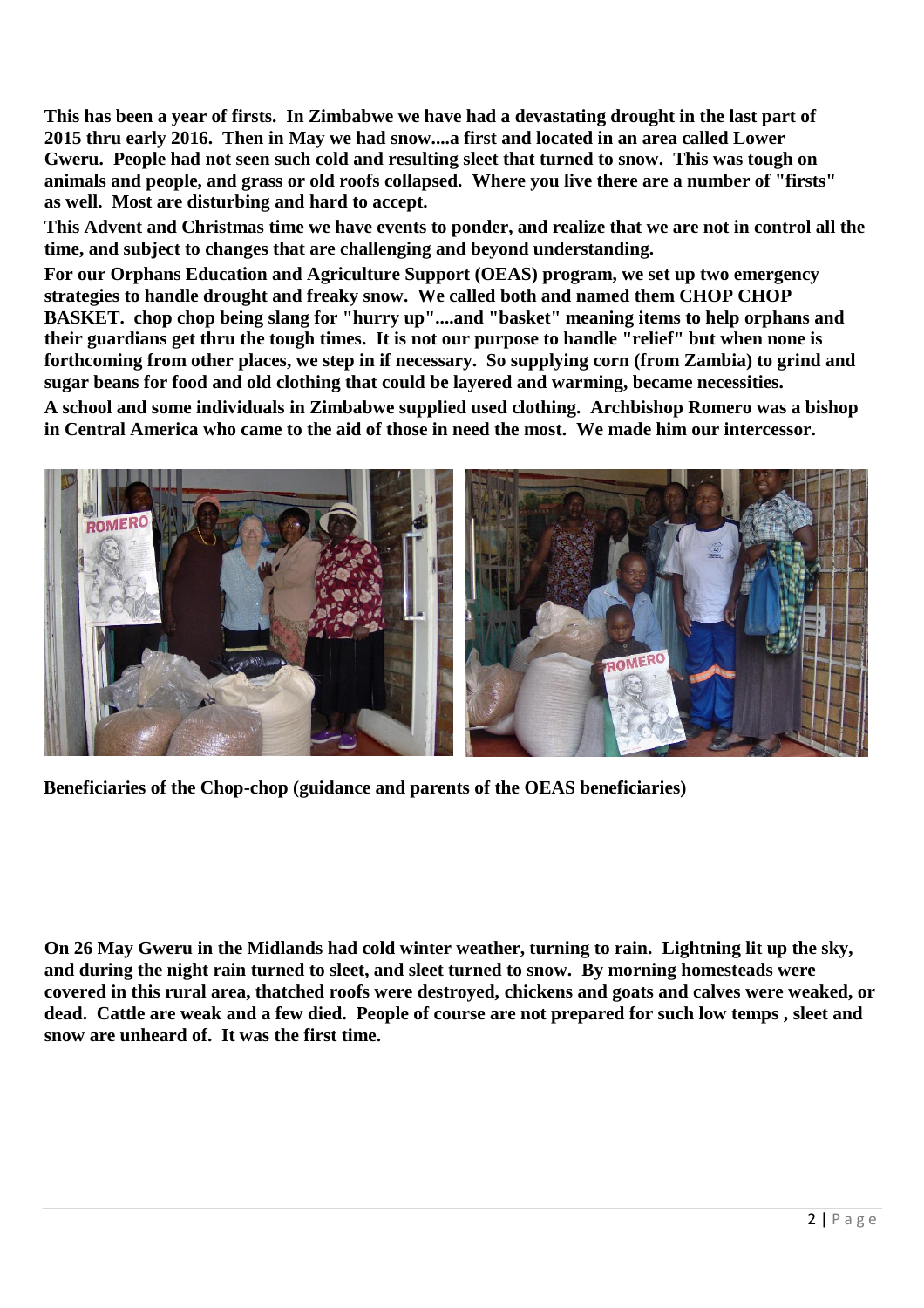**This has been a year of firsts. In Zimbabwe we have had a devastating drought in the last part of 2015 thru early 2016. Then in May we had snow....a first and located in an area called Lower Gweru. People had not seen such cold and resulting sleet that turned to snow. This was tough on animals and people, and grass or old roofs collapsed. Where you live there are a number of "firsts" as well. Most are disturbing and hard to accept.**

**This Advent and Christmas time we have events to ponder, and realize that we are not in control all the time, and subject to changes that are challenging and beyond understanding.**

**For our Orphans Education and Agriculture Support (OEAS) program, we set up two emergency strategies to handle drought and freaky snow. We called both and named them CHOP CHOP BASKET. chop chop being slang for "hurry up"....and "basket" meaning items to help orphans and their guardians get thru the tough times. It is not our purpose to handle "relief" but when none is forthcoming from other places, we step in if necessary. So supplying corn (from Zambia) to grind and sugar beans for food and old clothing that could be layered and warming, became necessities.**

**A school and some individuals in Zimbabwe supplied used clothing. Archbishop Romero was a bishop in Central America who came to the aid of those in need the most. We made him our intercessor.**

**Beneficiaries of the Chop-chop (guidance and parents of the OEAS beneficiaries)**

**On 26 May Gweru in the Midlands had cold winter weather, turning to rain. Lightning lit up the sky, and during the night rain turned to sleet, and sleet turned to snow. By morning homesteads were covered in this rural area, thatched roofs were destroyed, chickens and goats and calves were weaked, or dead. Cattle are weak and a few died. People of course are not prepared for such low temps , sleet and snow are unheard of. It was the first time.**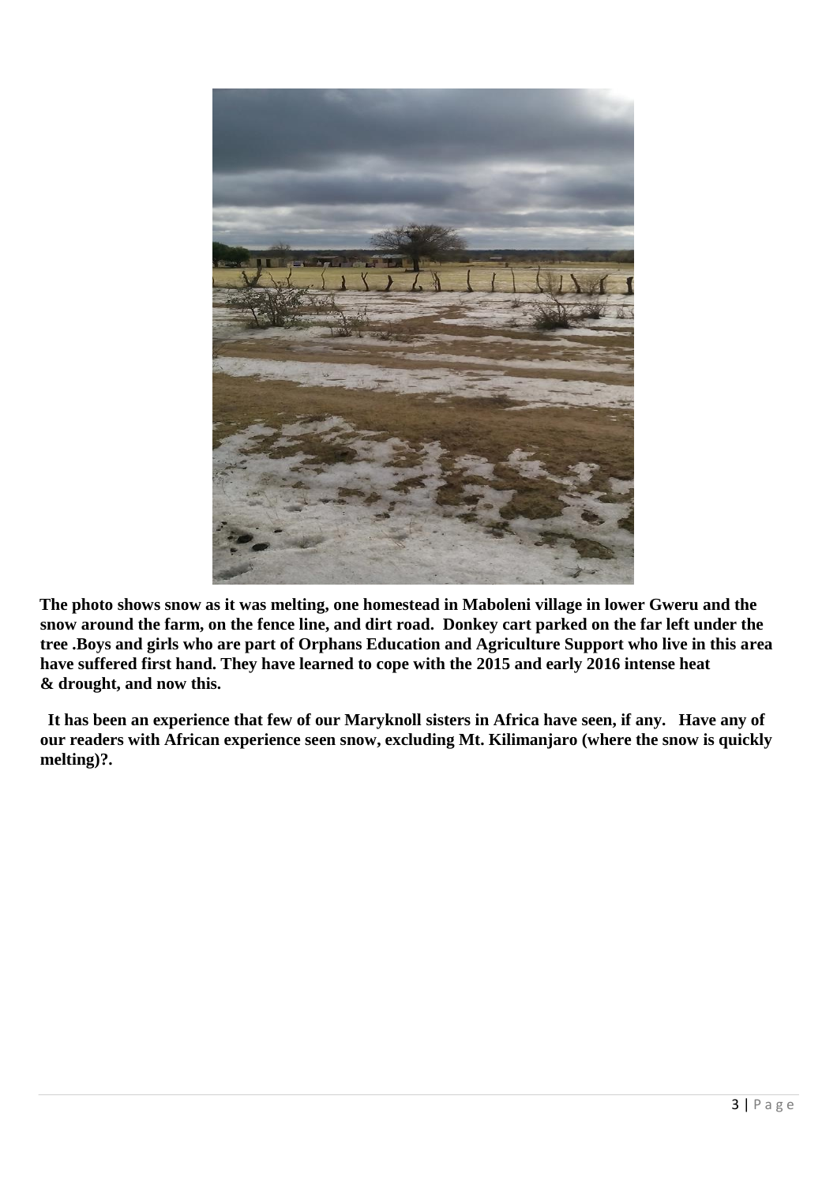**The photo shows snow as it was melting, one homestead in Maboleni village in lower Gweru and the snow around the farm, on the fence line, and dirt road. Donkey cart parked on the far left under the tree .Boys and girls who are part of Orphans Education and Agriculture Support who live in this area have suffered first hand. They have learned to cope with the 2015 and early 2016 intense heat & drought, and now this.**

**It has been an experience that few of our Maryknoll sisters in Africa have seen, if any. Have any of our readers with African experience seen snow, excluding Mt. Kilimanjaro (where the snow is quickly melting)?.**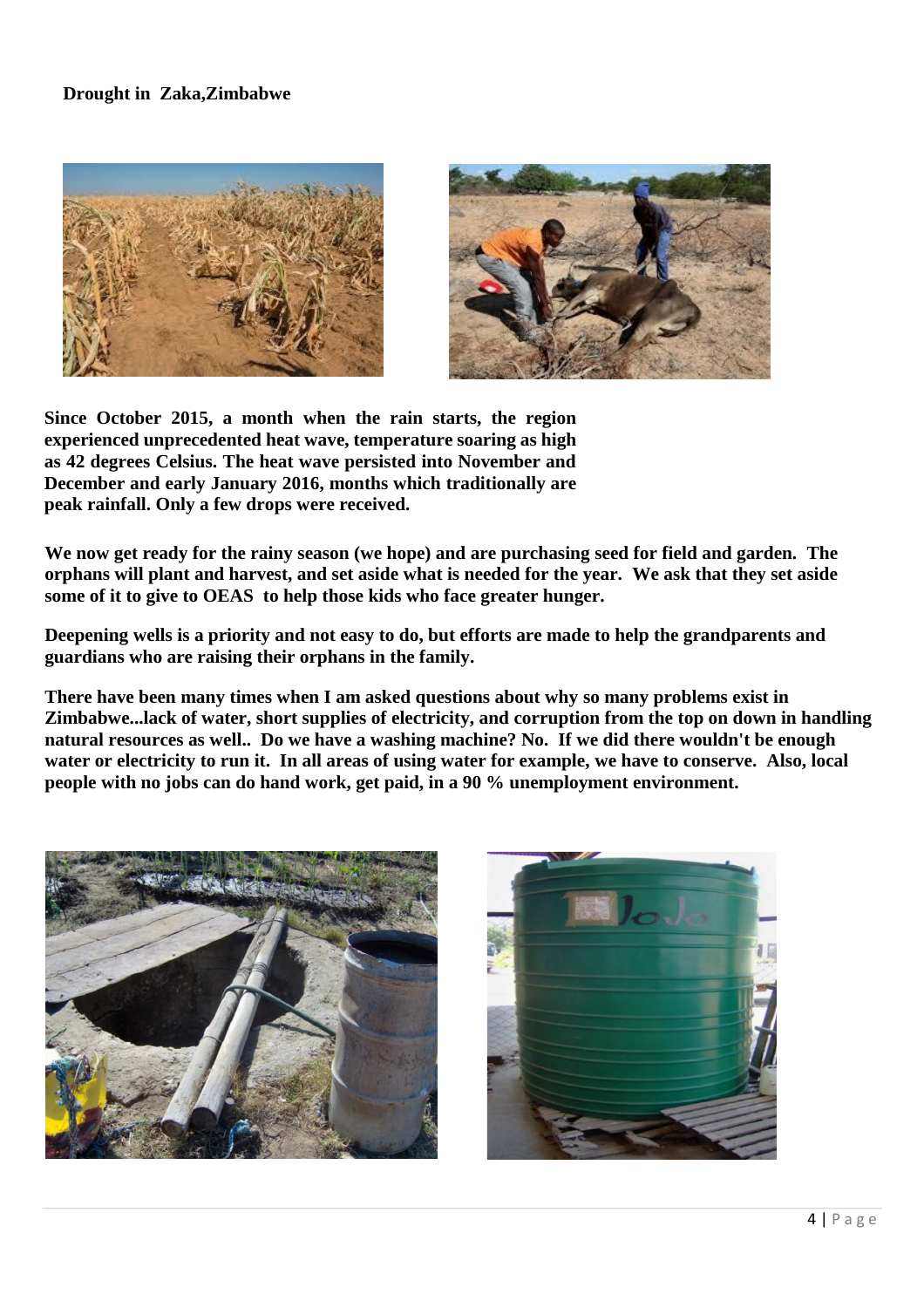**Drought in Zaka,Zimbabwe**

**Since October 2015, a month when the rain starts, the region experienced unprecedented heat wave, temperature soaring as high as 42 degrees Celsius. The heat wave persisted into November and December and early January 2016, months which traditionally are peak rainfall. Only a few drops were received.**

**We now get ready for the rainy season (we hope) and are purchasing seed for field and garden. The orphans will plant and harvest, and set aside what is needed for the year. We ask that they set aside some of it to give to OEAS to help those kids who face greater hunger.**

**Deepening wells is a priority and not easy to do, but efforts are made to help the grandparents and guardians who are raising their orphans in the family.**

**There have been many times when I am asked questions about why so many problems exist in Zimbabwe...lack of water, short supplies of electricity, and corruption from the top on down in handling natural resources as well.. Do we have a washing machine? No. If we did there wouldn't be enough water or electricity to run it. In all areas of using water for example, we have to conserve. Also, local people with no jobs can do hand work, get paid, in a 90 % unemployment environment.**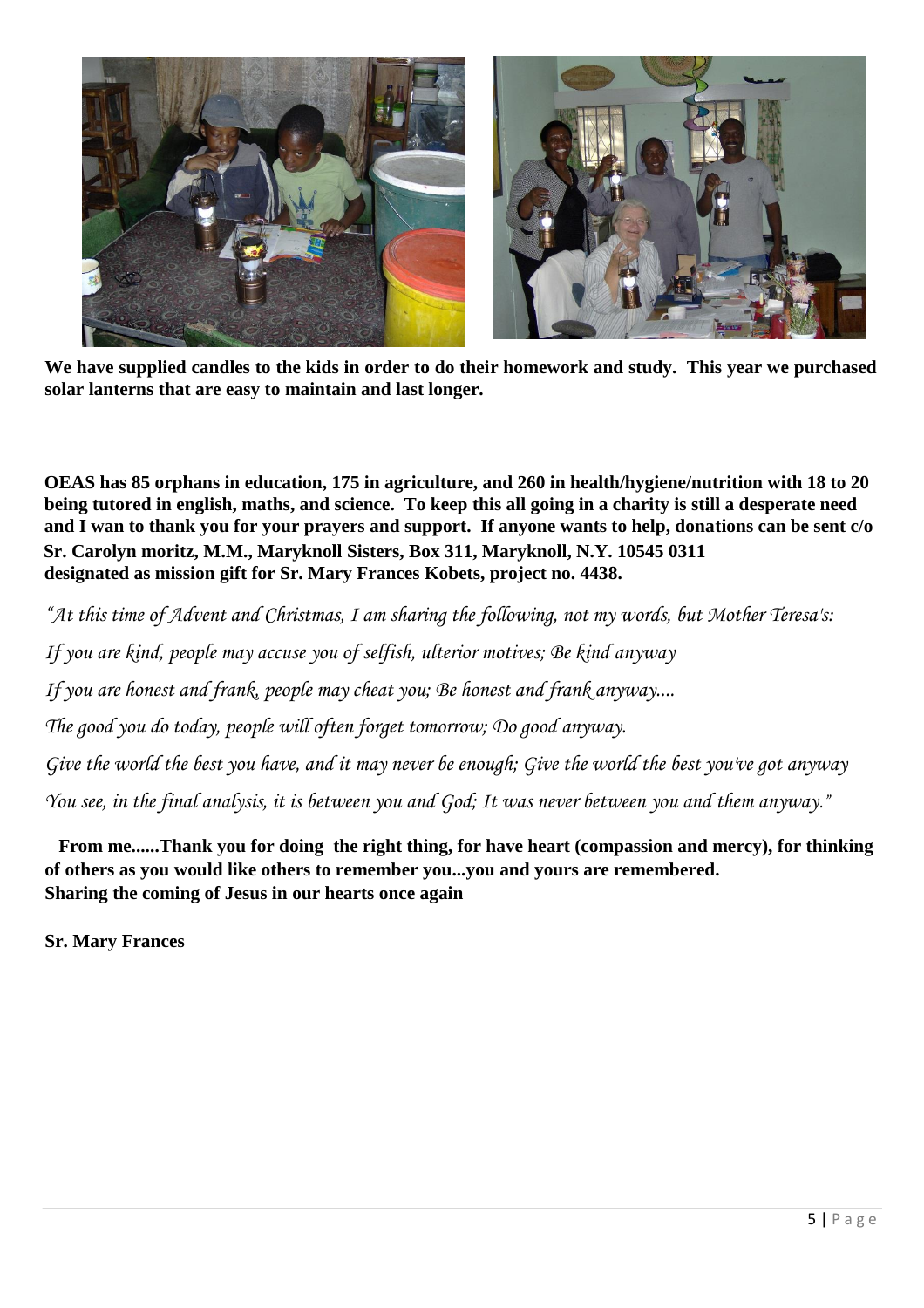**We have supplied candles to the kids in order to do their homework and study. This year we purchased solar lanterns that are easy to maintain and last longer.**

**OEAS has 85 orphans in education, 175 in agriculture, and 260 in health/hygiene/nutrition with 18 to 20 being tutored in english, maths, and science. To keep this all going in a charity is still a desperate need and I wan to thank you for your prayers and support. If anyone wants to help, donations can be sent c/o Sr. Carolyn moritz, M.M., Maryknoll Sisters, Box 311, Maryknoll, N.Y. 10545 0311 designated as mission gift for Sr. Mary Frances Kobets, project no. 4438.**

*"At this time of Advent and Christmas, I am sharing the following, not my words, but Mother Teresa's:*

*If you are kind, people may accuse you of selfish, ulterior motives; Be kind anyway*

*If you are honest and frank, people may cheat you; Be honest and frank anyway....*

*The good you do today, people will often forget tomorrow; Do good anyway.*

*Give the world the best you have, and it may never be enough; Give the world the best you've got anyway*

*You see, in the final analysis, it is between you and God; It was never between you and them anyway."*

**From me......Thank you for doing the right thing, for have heart (compassion and mercy), for thinking of others as you would like others to remember you...you and yours are remembered.**
**Sharing the coming of Jesus in our hearts once again**

**Sr. Mary Frances**